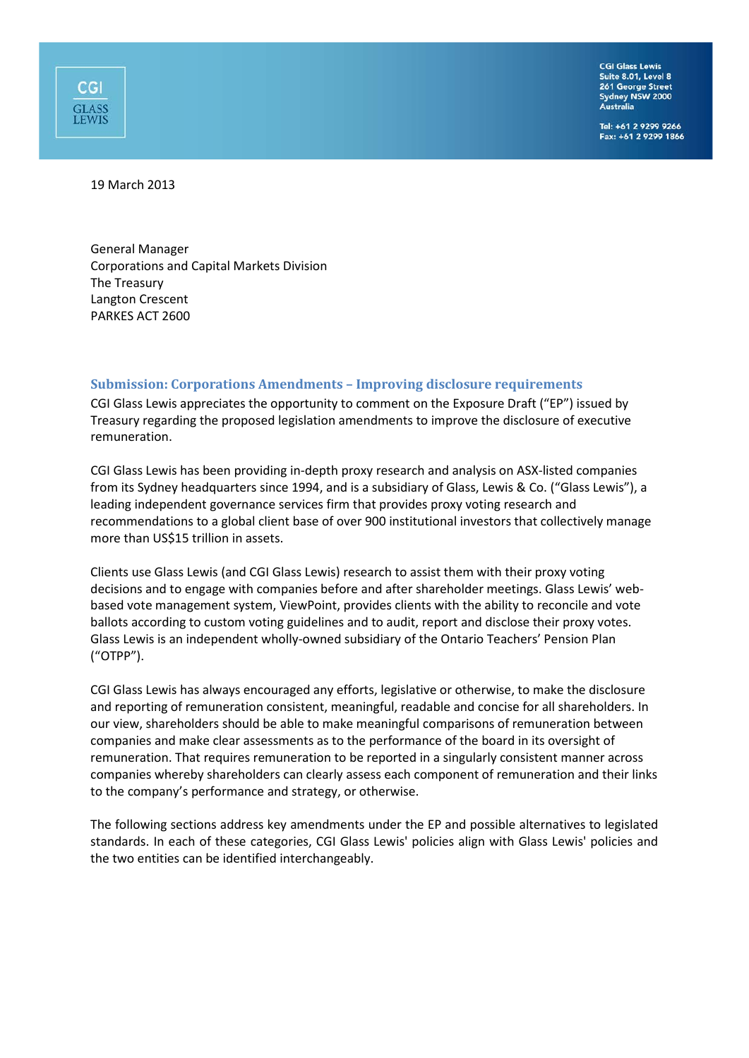CGI GLASS LEWIS

CGI Glass Lewis
Suite 8.01, Level 8
261 George Street
Sydney NSW 2000
Australia

Tel: +61 2 9299 9266
Fax: +61 2 9299 1866

19 March 2013

General Manager
Corporations and Capital Markets Division
The Treasury
Langton Crescent
PARKES ACT 2600

## Submission: Corporations Amendments – Improving disclosure requirements

CGI Glass Lewis appreciates the opportunity to comment on the Exposure Draft ("EP") issued by Treasury regarding the proposed legislation amendments to improve the disclosure of executive remuneration.

CGI Glass Lewis has been providing in-depth proxy research and analysis on ASX-listed companies from its Sydney headquarters since 1994, and is a subsidiary of Glass, Lewis & Co. ("Glass Lewis"), a leading independent governance services firm that provides proxy voting research and recommendations to a global client base of over 900 institutional investors that collectively manage more than US$15 trillion in assets.

Clients use Glass Lewis (and CGI Glass Lewis) research to assist them with their proxy voting decisions and to engage with companies before and after shareholder meetings. Glass Lewis' web-based vote management system, ViewPoint, provides clients with the ability to reconcile and vote ballots according to custom voting guidelines and to audit, report and disclose their proxy votes. Glass Lewis is an independent wholly-owned subsidiary of the Ontario Teachers' Pension Plan ("OTPP").

CGI Glass Lewis has always encouraged any efforts, legislative or otherwise, to make the disclosure and reporting of remuneration consistent, meaningful, readable and concise for all shareholders. In our view, shareholders should be able to make meaningful comparisons of remuneration between companies and make clear assessments as to the performance of the board in its oversight of remuneration. That requires remuneration to be reported in a singularly consistent manner across companies whereby shareholders can clearly assess each component of remuneration and their links to the company's performance and strategy, or otherwise.

The following sections address key amendments under the EP and possible alternatives to legislated standards. In each of these categories, CGI Glass Lewis' policies align with Glass Lewis' policies and the two entities can be identified interchangeably.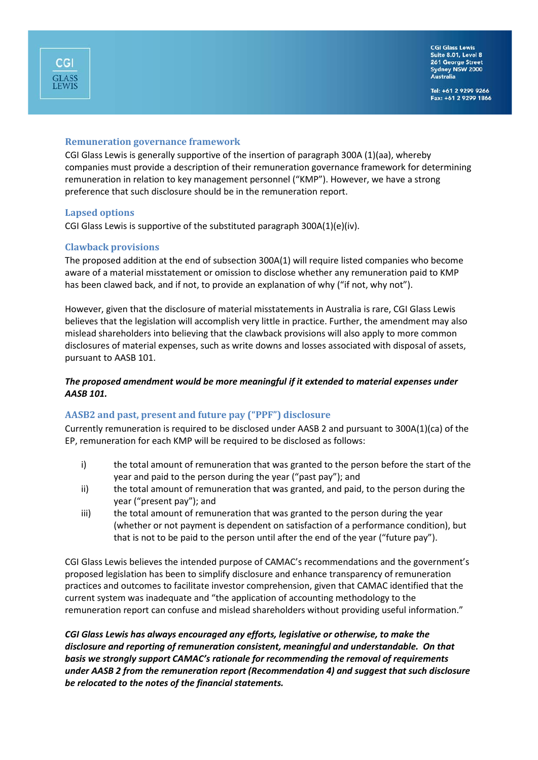## Remuneration governance framework

CGI Glass Lewis is generally supportive of the insertion of paragraph 300A (1)(aa), whereby companies must provide a description of their remuneration governance framework for determining remuneration in relation to key management personnel ("KMP"). However, we have a strong preference that such disclosure should be in the remuneration report.

## Lapsed options

CGI Glass Lewis is supportive of the substituted paragraph 300A(1)(e)(iv).

## Clawback provisions

The proposed addition at the end of subsection 300A(1) will require listed companies who become aware of a material misstatement or omission to disclose whether any remuneration paid to KMP has been clawed back, and if not, to provide an explanation of why ("if not, why not").

However, given that the disclosure of material misstatements in Australia is rare, CGI Glass Lewis believes that the legislation will accomplish very little in practice. Further, the amendment may also mislead shareholders into believing that the clawback provisions will also apply to more common disclosures of material expenses, such as write downs and losses associated with disposal of assets, pursuant to AASB 101.

***The proposed amendment would be more meaningful if it extended to material expenses under AASB 101.***

## AASB2 and past, present and future pay ("PPF") disclosure

Currently remuneration is required to be disclosed under AASB 2 and pursuant to 300A(1)(ca) of the EP, remuneration for each KMP will be required to be disclosed as follows:

i) the total amount of remuneration that was granted to the person before the start of the year and paid to the person during the year ("past pay"); and

ii) the total amount of remuneration that was granted, and paid, to the person during the year ("present pay"); and

iii) the total amount of remuneration that was granted to the person during the year (whether or not payment is dependent on satisfaction of a performance condition), but that is not to be paid to the person until after the end of the year ("future pay").

CGI Glass Lewis believes the intended purpose of CAMAC's recommendations and the government's proposed legislation has been to simplify disclosure and enhance transparency of remuneration practices and outcomes to facilitate investor comprehension, given that CAMAC identified that the current system was inadequate and "the application of accounting methodology to the remuneration report can confuse and mislead shareholders without providing useful information."

***CGI Glass Lewis has always encouraged any efforts, legislative or otherwise, to make the disclosure and reporting of remuneration consistent, meaningful and understandable. On that basis we strongly support CAMAC's rationale for recommending the removal of requirements under AASB 2 from the remuneration report (Recommendation 4) and suggest that such disclosure be relocated to the notes of the financial statements.***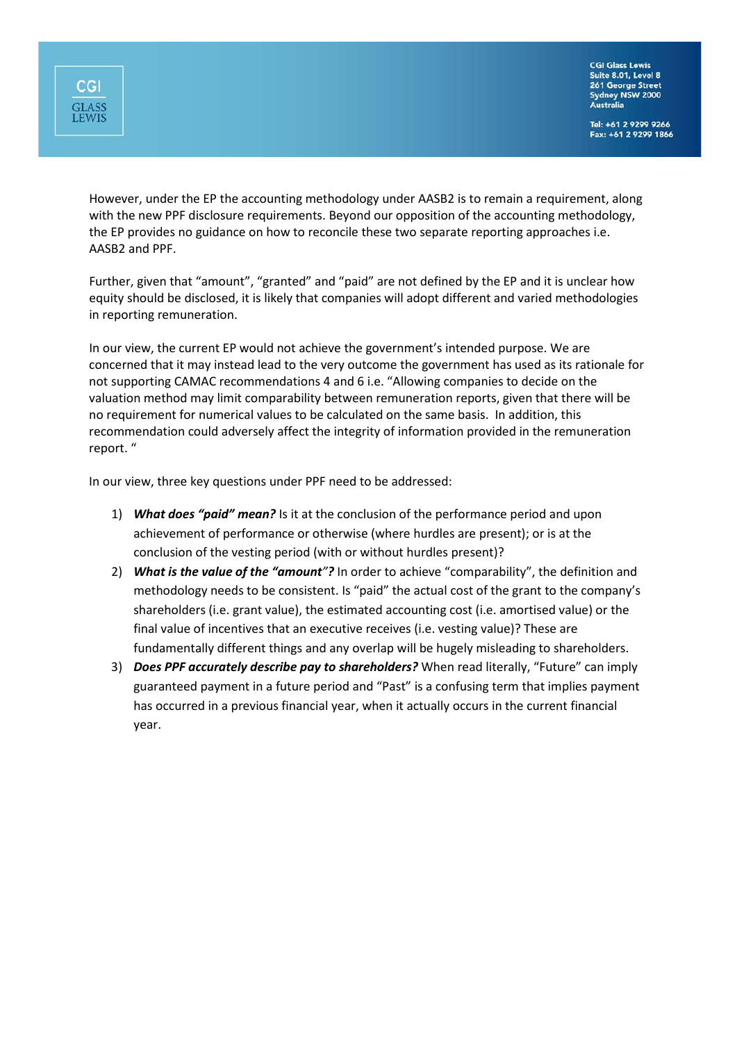However, under the EP the accounting methodology under AASB2 is to remain a requirement, along with the new PPF disclosure requirements. Beyond our opposition of the accounting methodology, the EP provides no guidance on how to reconcile these two separate reporting approaches i.e. AASB2 and PPF.

Further, given that "amount", "granted" and "paid" are not defined by the EP and it is unclear how equity should be disclosed, it is likely that companies will adopt different and varied methodologies in reporting remuneration.

In our view, the current EP would not achieve the government's intended purpose. We are concerned that it may instead lead to the very outcome the government has used as its rationale for not supporting CAMAC recommendations 4 and 6 i.e. "Allowing companies to decide on the valuation method may limit comparability between remuneration reports, given that there will be no requirement for numerical values to be calculated on the same basis. In addition, this recommendation could adversely affect the integrity of information provided in the remuneration report. "

In our view, three key questions under PPF need to be addressed:

1) ***What does "paid" mean?*** Is it at the conclusion of the performance period and upon achievement of performance or otherwise (where hurdles are present); or is at the conclusion of the vesting period (with or without hurdles present)?
2) ***What is the value of the "amount"?*** In order to achieve "comparability", the definition and methodology needs to be consistent. Is "paid" the actual cost of the grant to the company's shareholders (i.e. grant value), the estimated accounting cost (i.e. amortised value) or the final value of incentives that an executive receives (i.e. vesting value)? These are fundamentally different things and any overlap will be hugely misleading to shareholders.
3) ***Does PPF accurately describe pay to shareholders?*** When read literally, "Future" can imply guaranteed payment in a future period and "Past" is a confusing term that implies payment has occurred in a previous financial year, when it actually occurs in the current financial year.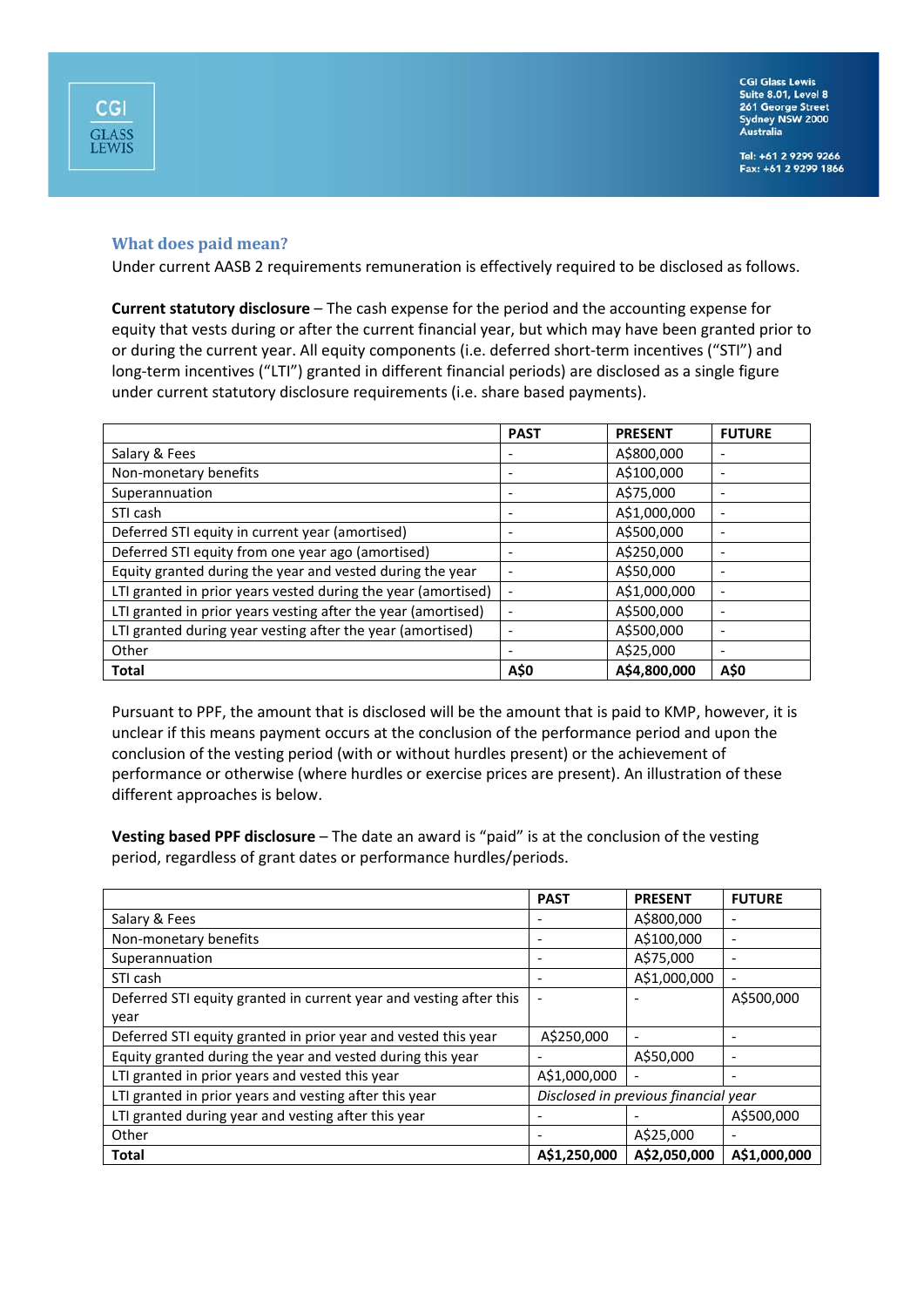## What does paid mean?

Under current AASB 2 requirements remuneration is effectively required to be disclosed as follows.

**Current statutory disclosure** – The cash expense for the period and the accounting expense for equity that vests during or after the current financial year, but which may have been granted prior to or during the current year. All equity components (i.e. deferred short-term incentives ("STI") and long-term incentives ("LTI") granted in different financial periods) are disclosed as a single figure under current statutory disclosure requirements (i.e. share based payments).

| | PAST | PRESENT | FUTURE |
|---|---|---|---|
| Salary & Fees | - | A$800,000 | - |
| Non-monetary benefits | - | A$100,000 | - |
| Superannuation | - | A$75,000 | - |
| STI cash | - | A$1,000,000 | - |
| Deferred STI equity in current year (amortised) | - | A$500,000 | - |
| Deferred STI equity from one year ago (amortised) | - | A$250,000 | - |
| Equity granted during the year and vested during the year | - | A$50,000 | - |
| LTI granted in prior years vested during the year (amortised) | - | A$1,000,000 | - |
| LTI granted in prior years vesting after the year (amortised) | - | A$500,000 | - |
| LTI granted during year vesting after the year (amortised) | - | A$500,000 | - |
| Other | - | A$25,000 | - |
| **Total** | **A$0** | **A$4,800,000** | **A$0** |

Pursuant to PPF, the amount that is disclosed will be the amount that is paid to KMP, however, it is unclear if this means payment occurs at the conclusion of the performance period and upon the conclusion of the vesting period (with or without hurdles present) or the achievement of performance or otherwise (where hurdles or exercise prices are present). An illustration of these different approaches is below.

**Vesting based PPF disclosure** – The date an award is "paid" is at the conclusion of the vesting period, regardless of grant dates or performance hurdles/periods.

| | PAST | PRESENT | FUTURE |
|---|---|---|---|
| Salary & Fees | - | A$800,000 | - |
| Non-monetary benefits | - | A$100,000 | - |
| Superannuation | - | A$75,000 | - |
| STI cash | - | A$1,000,000 | - |
| Deferred STI equity granted in current year and vesting after this year | - | - | A$500,000 |
| Deferred STI equity granted in prior year and vested this year | A$250,000 | - | - |
| Equity granted during the year and vested during this year | - | A$50,000 | - |
| LTI granted in prior years and vested this year | A$1,000,000 | - | - |
| LTI granted in prior years and vesting after this year | *Disclosed in previous financial year* | | |
| LTI granted during year and vesting after this year | - | - | A$500,000 |
| Other | - | A$25,000 | - |
| **Total** | **A$1,250,000** | **A$2,050,000** | **A$1,000,000** |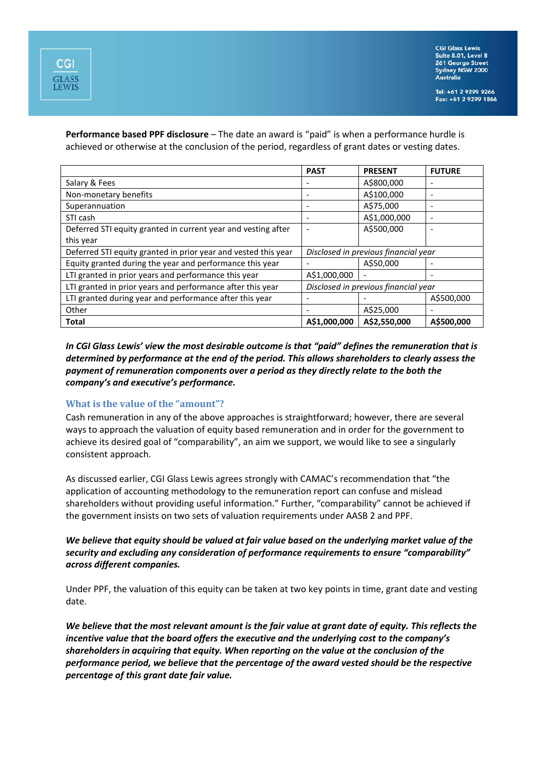**Performance based PPF disclosure** – The date an award is "paid" is when a performance hurdle is achieved or otherwise at the conclusion of the period, regardless of grant dates or vesting dates.

| | PAST | PRESENT | FUTURE |
|---|---|---|---|
| Salary & Fees | - | A$800,000 | - |
| Non-monetary benefits | - | A$100,000 | - |
| Superannuation | - | A$75,000 | - |
| STI cash | - | A$1,000,000 | - |
| Deferred STI equity granted in current year and vesting after this year | - | A$500,000 | - |
| Deferred STI equity granted in prior year and vested this year | *Disclosed in previous financial year* | | |
| Equity granted during the year and performance this year | - | A$50,000 | - |
| LTI granted in prior years and performance this year | A$1,000,000 | - | - |
| LTI granted in prior years and performance after this year | *Disclosed in previous financial year* | | |
| LTI granted during year and performance after this year | - | - | A$500,000 |
| Other | - | A$25,000 | - |
| **Total** | **A$1,000,000** | **A$2,550,000** | **A$500,000** |

***In CGI Glass Lewis' view the most desirable outcome is that "paid" defines the remuneration that is determined by performance at the end of the period. This allows shareholders to clearly assess the payment of remuneration components over a period as they directly relate to the both the company's and executive's performance.***

### What is the value of the "amount"?

Cash remuneration in any of the above approaches is straightforward; however, there are several ways to approach the valuation of equity based remuneration and in order for the government to achieve its desired goal of "comparability", an aim we support, we would like to see a singularly consistent approach.

As discussed earlier, CGI Glass Lewis agrees strongly with CAMAC's recommendation that "the application of accounting methodology to the remuneration report can confuse and mislead shareholders without providing useful information." Further, "comparability" cannot be achieved if the government insists on two sets of valuation requirements under AASB 2 and PPF.

***We believe that equity should be valued at fair value based on the underlying market value of the security and excluding any consideration of performance requirements to ensure "comparability" across different companies.***

Under PPF, the valuation of this equity can be taken at two key points in time, grant date and vesting date.

***We believe that the most relevant amount is the fair value at grant date of equity. This reflects the incentive value that the board offers the executive and the underlying cost to the company's shareholders in acquiring that equity. When reporting on the value at the conclusion of the performance period, we believe that the percentage of the award vested should be the respective percentage of this grant date fair value.***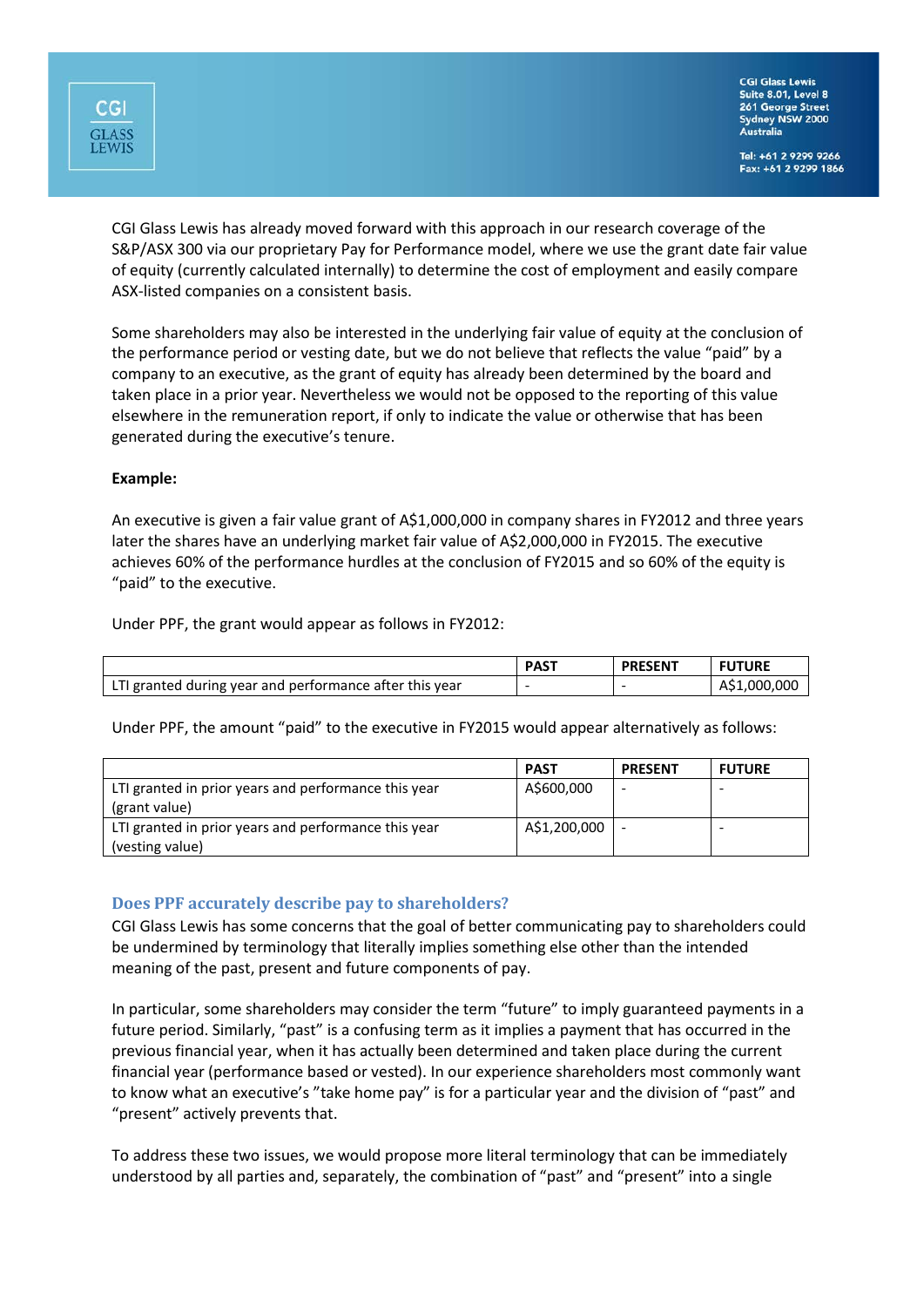CGI Glass Lewis has already moved forward with this approach in our research coverage of the S&P/ASX 300 via our proprietary Pay for Performance model, where we use the grant date fair value of equity (currently calculated internally) to determine the cost of employment and easily compare ASX-listed companies on a consistent basis.

Some shareholders may also be interested in the underlying fair value of equity at the conclusion of the performance period or vesting date, but we do not believe that reflects the value "paid" by a company to an executive, as the grant of equity has already been determined by the board and taken place in a prior year. Nevertheless we would not be opposed to the reporting of this value elsewhere in the remuneration report, if only to indicate the value or otherwise that has been generated during the executive's tenure.

**Example:**

An executive is given a fair value grant of A$1,000,000 in company shares in FY2012 and three years later the shares have an underlying market fair value of A$2,000,000 in FY2015. The executive achieves 60% of the performance hurdles at the conclusion of FY2015 and so 60% of the equity is "paid" to the executive.

Under PPF, the grant would appear as follows in FY2012:

| | PAST | PRESENT | FUTURE |
|---|---|---|---|
| LTI granted during year and performance after this year | - | - | A$1,000,000 |

Under PPF, the amount "paid" to the executive in FY2015 would appear alternatively as follows:

| | PAST | PRESENT | FUTURE |
|---|---|---|---|
| LTI granted in prior years and performance this year (grant value) | A$600,000 | - | - |
| LTI granted in prior years and performance this year (vesting value) | A$1,200,000 | - | - |

## Does PPF accurately describe pay to shareholders?

CGI Glass Lewis has some concerns that the goal of better communicating pay to shareholders could be undermined by terminology that literally implies something else other than the intended meaning of the past, present and future components of pay.

In particular, some shareholders may consider the term "future" to imply guaranteed payments in a future period. Similarly, "past" is a confusing term as it implies a payment that has occurred in the previous financial year, when it has actually been determined and taken place during the current financial year (performance based or vested). In our experience shareholders most commonly want to know what an executive's "take home pay" is for a particular year and the division of "past" and "present" actively prevents that.

To address these two issues, we would propose more literal terminology that can be immediately understood by all parties and, separately, the combination of "past" and "present" into a single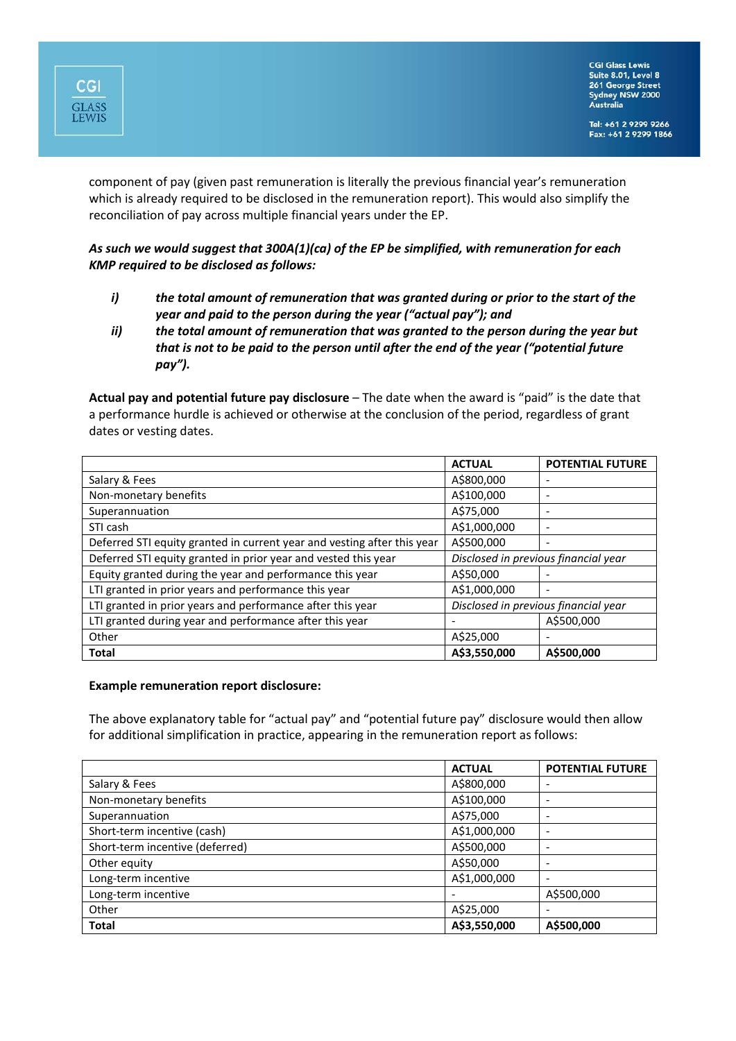component of pay (given past remuneration is literally the previous financial year's remuneration which is already required to be disclosed in the remuneration report). This would also simplify the reconciliation of pay across multiple financial years under the EP.

***As such we would suggest that 300A(1)(ca) of the EP be simplified, with remuneration for each KMP required to be disclosed as follows:***

- ***i) the total amount of remuneration that was granted during or prior to the start of the year and paid to the person during the year ("actual pay"); and***
- ***ii) the total amount of remuneration that was granted to the person during the year but that is not to be paid to the person until after the end of the year ("potential future pay").***

**Actual pay and potential future pay disclosure** – The date when the award is "paid" is the date that a performance hurdle is achieved or otherwise at the conclusion of the period, regardless of grant dates or vesting dates.

| | ACTUAL | POTENTIAL FUTURE |
|---|---|---|
| Salary & Fees | A$800,000 | - |
| Non-monetary benefits | A$100,000 | - |
| Superannuation | A$75,000 | - |
| STI cash | A$1,000,000 | - |
| Deferred STI equity granted in current year and vesting after this year | A$500,000 | - |
| Deferred STI equity granted in prior year and vested this year | *Disclosed in previous financial year* | |
| Equity granted during the year and performance this year | A$50,000 | - |
| LTI granted in prior years and performance this year | A$1,000,000 | - |
| LTI granted in prior years and performance after this year | *Disclosed in previous financial year* | |
| LTI granted during year and performance after this year | - | A$500,000 |
| Other | A$25,000 | - |
| **Total** | **A$3,550,000** | **A$500,000** |

**Example remuneration report disclosure:**

The above explanatory table for "actual pay" and "potential future pay" disclosure would then allow for additional simplification in practice, appearing in the remuneration report as follows:

| | ACTUAL | POTENTIAL FUTURE |
|---|---|---|
| Salary & Fees | A$800,000 | - |
| Non-monetary benefits | A$100,000 | - |
| Superannuation | A$75,000 | - |
| Short-term incentive (cash) | A$1,000,000 | - |
| Short-term incentive (deferred) | A$500,000 | - |
| Other equity | A$50,000 | - |
| Long-term incentive | A$1,000,000 | - |
| Long-term incentive | - | A$500,000 |
| Other | A$25,000 | - |
| **Total** | **A$3,550,000** | **A$500,000** |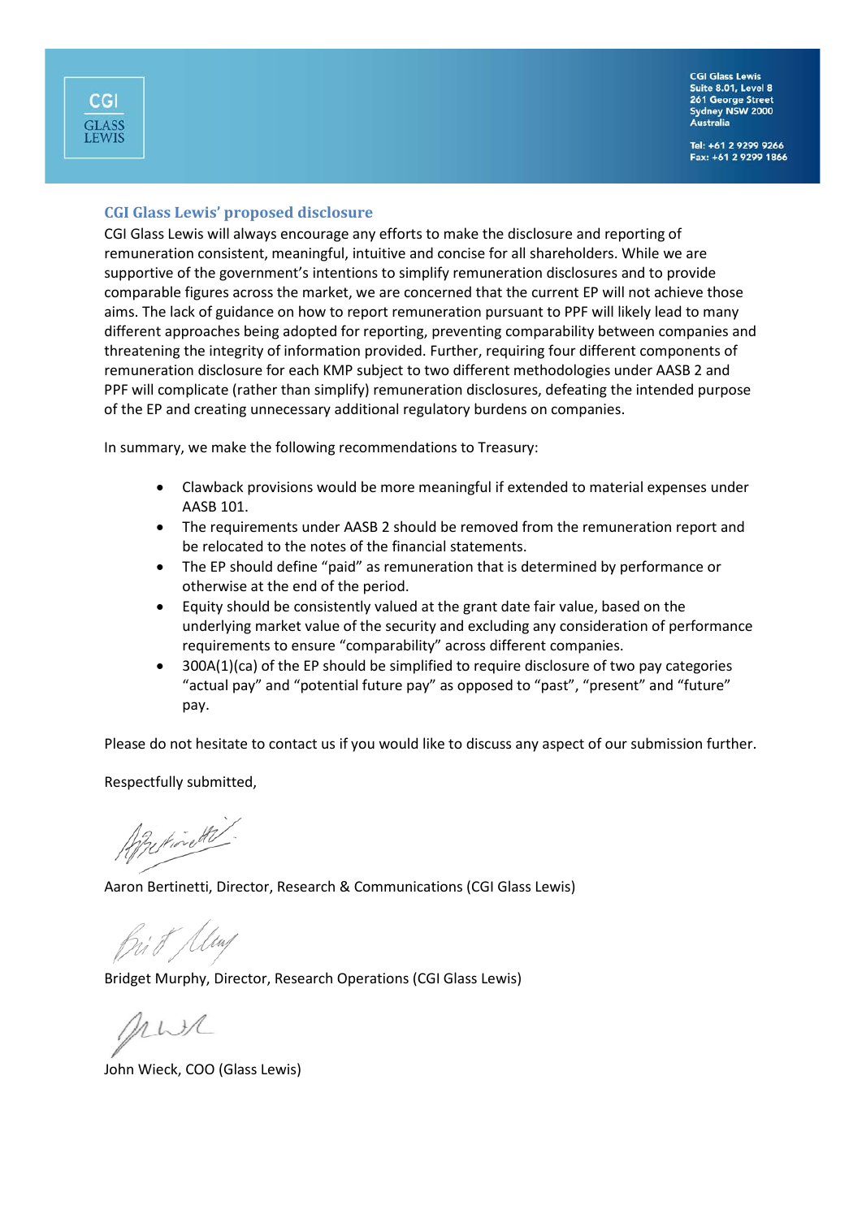## CGI Glass Lewis' proposed disclosure

CGI Glass Lewis will always encourage any efforts to make the disclosure and reporting of remuneration consistent, meaningful, intuitive and concise for all shareholders. While we are supportive of the government's intentions to simplify remuneration disclosures and to provide comparable figures across the market, we are concerned that the current EP will not achieve those aims. The lack of guidance on how to report remuneration pursuant to PPF will likely lead to many different approaches being adopted for reporting, preventing comparability between companies and threatening the integrity of information provided. Further, requiring four different components of remuneration disclosure for each KMP subject to two different methodologies under AASB 2 and PPF will complicate (rather than simplify) remuneration disclosures, defeating the intended purpose of the EP and creating unnecessary additional regulatory burdens on companies.

In summary, we make the following recommendations to Treasury:

- Clawback provisions would be more meaningful if extended to material expenses under AASB 101.
- The requirements under AASB 2 should be removed from the remuneration report and be relocated to the notes of the financial statements.
- The EP should define "paid" as remuneration that is determined by performance or otherwise at the end of the period.
- Equity should be consistently valued at the grant date fair value, based on the underlying market value of the security and excluding any consideration of performance requirements to ensure "comparability" across different companies.
- 300A(1)(ca) of the EP should be simplified to require disclosure of two pay categories "actual pay" and "potential future pay" as opposed to "past", "present" and "future" pay.

Please do not hesitate to contact us if you would like to discuss any aspect of our submission further.

Respectfully submitted,

Aaron Bertinetti, Director, Research & Communications (CGI Glass Lewis)

Bridget Murphy, Director, Research Operations (CGI Glass Lewis)

John Wieck, COO (Glass Lewis)